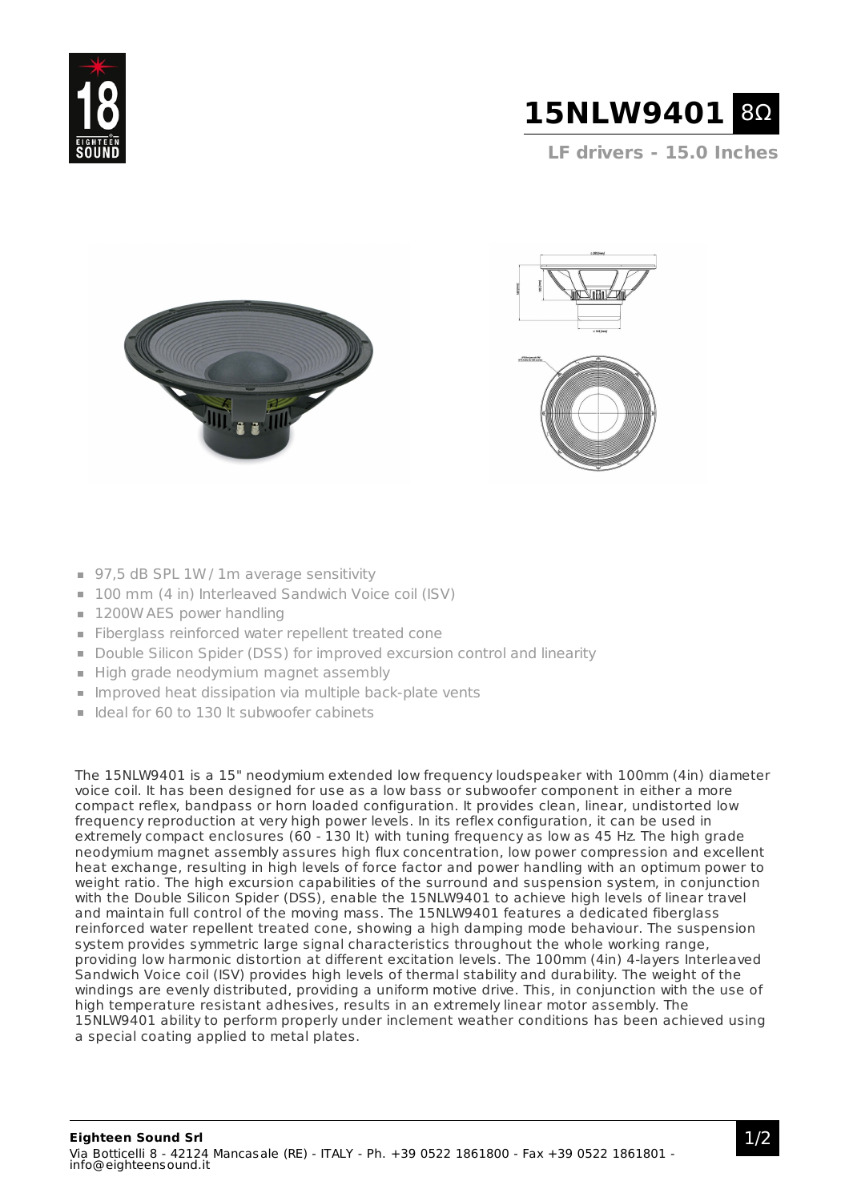# 15NLW9401 8Ω

## LF drivers - 15.0 Inches

- 97,5 dB SPL 1W / 1m average sensitivity
- 100 mm (4 in) Interleaved Sandwich Voice coil (ISV)
- 1200W AES power handling
- Fiberglass reinforced water repellent treated cone
- Double Silicon Spider (DSS) for improved excursion control and linearity
- High grade neodymium magnet assembly
- Improved heat dissipation via multiple back-plate vents
- Ideal for 60 to 130 lt subwoofer cabinets

The 15NLW9401 is a 15" neodymium extended low frequency loudspeaker with 100mm (4in) diameter voice coil. It has been designed for use as a low bass or subwoofer component in either a more compact reflex, bandpass or horn loaded configuration. It provides clean, linear, undistorted low frequency reproduction at very high power levels. In its reflex configuration, it can be used in extremely compact enclosures (60 - 130 lt) with tuning frequency as low as 45 Hz. The high grade neodymium magnet assembly assures high flux concentration, low power compression and excellent heat exchange, resulting in high levels of force factor and power handling with an optimum power to weight ratio. The high excursion capabilities of the surround and suspension system, in conjunction with the Double Silicon Spider (DSS), enable the 15NLW9401 to achieve high levels of linear travel and maintain full control of the moving mass. The 15NLW9401 features a dedicated fiberglass reinforced water repellent treated cone, showing a high damping mode behaviour. The suspension system provides symmetric large signal characteristics throughout the whole working range, providing low harmonic distortion at different excitation levels. The 100mm (4in) 4-layers Interleaved Sandwich Voice coil (ISV) provides high levels of thermal stability and durability. The weight of the windings are evenly distributed, providing a uniform motive drive. This, in conjunction with the use of high temperature resistant adhesives, results in an extremely linear motor assembly. The 15NLW9401 ability to perform properly under inclement weather conditions has been achieved using a special coating applied to metal plates.

**Eighteen Sound Srl**
Via Botticelli 8 - 42124 Mancasale (RE) - ITALY - Ph. +39 0522 1861800 - Fax +39 0522 1861801 - info@eighteensound.it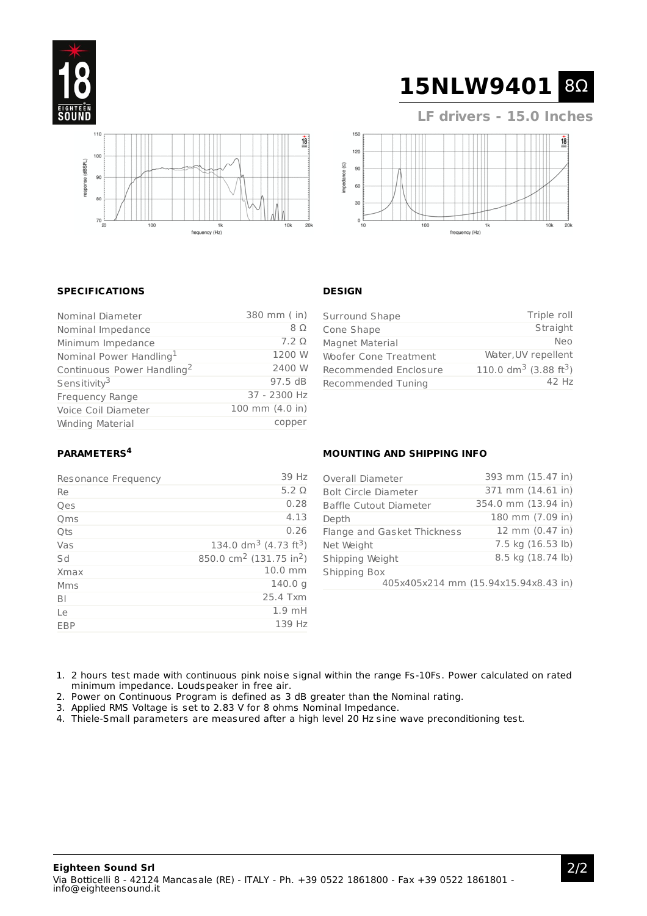# 15NLW9401 8Ω

## LF drivers - 15.0 Inches

110
100
90
80
70
response (dBSPL)
20
100
1k
10k
20k
frequency (Hz)

150
120
90
60
30
0
impedance (Ω)
10
100
1k
10k
20k
frequency (Hz)

### SPECIFICATIONS

| | |
|---|---|
| Nominal Diameter | 380 mm ( in) |
| Nominal Impedance | 8 Ω |
| Minimum Impedance | 7.2 Ω |
| Nominal Power Handling[1] | 1200 W |
| Continuous Power Handling[2] | 2400 W |
| Sensitivity[3] | 97.5 dB |
| Frequency Range | 37 - 2300 Hz |
| Voice Coil Diameter | 100 mm (4.0 in) |
| Winding Material | copper |

### DESIGN

| | |
|---|---|
| Surround Shape | Triple roll |
| Cone Shape | Straight |
| Magnet Material | Neo |
| Woofer Cone Treatment | Water,UV repellent |
| Recommended Enclosure | 110.0 $dm^3$ (3.88 $ft^3$) |
| Recommended Tuning | 42 Hz |

### PARAMETERS[4]

| | |
|---|---|
| Resonance Frequency | 39 Hz |
| Re | 5.2 Ω |
| Qes | 0.28 |
| Qms | 4.13 |
| Qts | 0.26 |
| Vas | 134.0 $dm^3$ (4.73 $ft^3$) |
| Sd | 850.0 $cm^2$ (131.75 $in^2$) |
| Xmax | 10.0 mm |
| Mms | 140.0 g |
| Bl | 25.4 Txm |
| Le | 1.9 mH |
| EBP | 139 Hz |

### MOUNTING AND SHIPPING INFO

| | |
|---|---|
| Overall Diameter | 393 mm (15.47 in) |
| Bolt Circle Diameter | 371 mm (14.61 in) |
| Baffle Cutout Diameter | 354.0 mm (13.94 in) |
| Depth | 180 mm (7.09 in) |
| Flange and Gasket Thickness | 12 mm (0.47 in) |
| Net Weight | 7.5 kg (16.53 lb) |
| Shipping Weight | 8.5 kg (18.74 lb) |
| Shipping Box | 405x405x214 mm (15.94x15.94x8.43 in) |

1. 2 hours test made with continuous pink noise signal within the range Fs-10Fs. Power calculated on rated minimum impedance. Loudspeaker in free air.
2. Power on Continuous Program is defined as 3 dB greater than the Nominal rating.
3. Applied RMS Voltage is set to 2.83 V for 8 ohms Nominal Impedance.
4. Thiele-Small parameters are measured after a high level 20 Hz sine wave preconditioning test.

**Eighteen Sound Srl**
Via Botticelli 8 - 42124 Mancasale (RE) - ITALY - Ph. +39 0522 1861800 - Fax +39 0522 1861801 - info@eighteensound.it